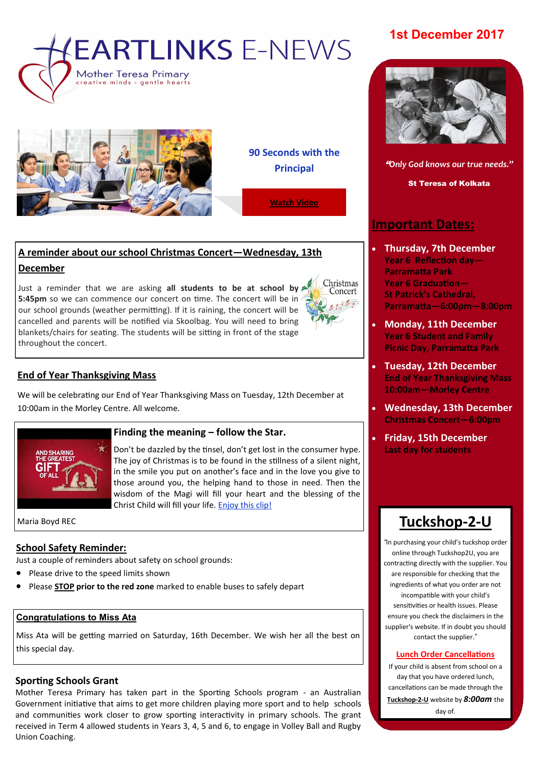# HEARTLINKS E-NEWS

Mother Teresa Primary
creative minds - gentle hearts

**1st December 2017**

## 90 Seconds with the Principal

Watch Video

## A reminder about our school Christmas Concert—Wednesday, 13th December

Just a reminder that we are asking **all students to be at school by 5:45pm** so we can commence our concert on time. The concert will be in our school grounds (weather permitting). If it is raining, the concert will be cancelled and parents will be notified via Skoolbag. You will need to bring blankets/chairs for seating. The students will be sitting in front of the stage throughout the concert.

## End of Year Thanksgiving Mass

We will be celebrating our End of Year Thanksgiving Mass on Tuesday, 12th December at 10:00am in the Morley Centre. All welcome.

## Finding the meaning – follow the Star.

Don't be dazzled by the tinsel, don't get lost in the consumer hype. The joy of Christmas is to be found in the stillness of a silent night, in the smile you put on another's face and in the love you give to those around you, the helping hand to those in need. Then the wisdom of the Magi will fill your heart and the blessing of the Christ Child will fill your life. Enjoy this clip!

Maria Boyd REC

## School Safety Reminder:

Just a couple of reminders about safety on school grounds:

- Please drive to the speed limits shown
- Please **STOP prior to the red zone** marked to enable buses to safely depart

## Congratulations to Miss Ata

Miss Ata will be getting married on Saturday, 16th December. We wish her all the best on this special day.

## Sporting Schools Grant

Mother Teresa Primary has taken part in the Sporting Schools program - an Australian Government initiative that aims to get more children playing more sport and to help schools and communities work closer to grow sporting interactivity in primary schools. The grant received in Term 4 allowed students in Years 3, 4, 5 and 6, to engage in Volley Ball and Rugby Union Coaching.

*"Only God knows our true needs."*

**St Teresa of Kolkata**

## Important Dates:

- **Thursday, 7th December**
  Year 6 Reflection day—Parramatta Park
  Year 6 Graduation—St Patrick's Cathedral, Parramatta—6:00pm—8:00pm
- **Monday, 11th December**
  Year 6 Student and Family Picnic Day, Parramatta Park
- **Tuesday, 12th December**
  End of Year Thanksgiving Mass 10:00am—Morley Centre
- **Wednesday, 13th December**
  Christmas Concert—6:00pm
- **Friday, 15th December**
  Last day for students

## Tuckshop-2-U

"In purchasing your child's tuckshop order online through Tuckshop2U, you are contracting directly with the supplier. You are responsible for checking that the ingredients of what you order are not incompatible with your child's sensitivities or health issues. Please ensure you check the disclaimers in the supplier's website. If in doubt you should contact the supplier."

**Lunch Order Cancellations**

If your child is absent from school on a day that you have ordered lunch, cancellations can be made through the **Tuckshop-2-U** website by ***8:00am*** the day of.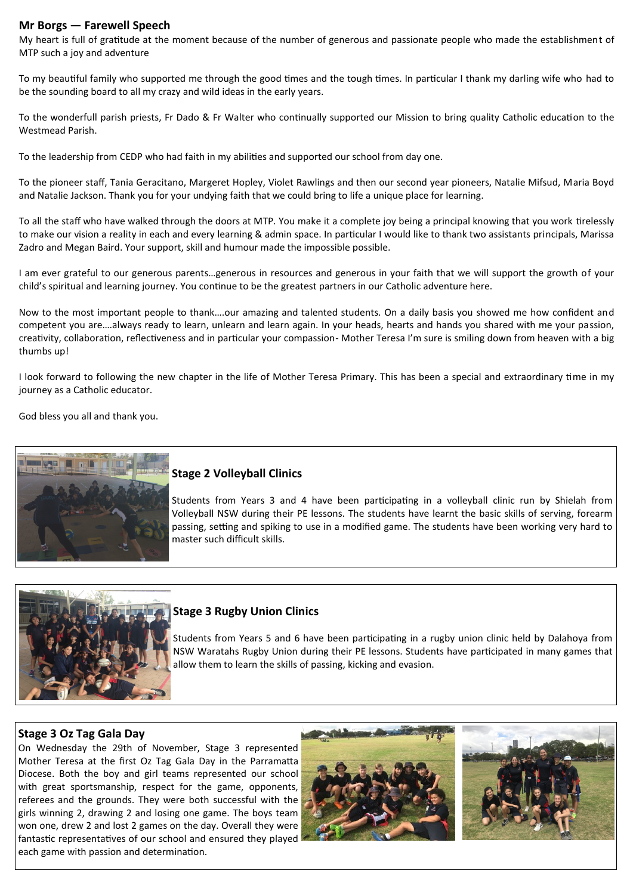## Mr Borgs — Farewell Speech

My heart is full of gratitude at the moment because of the number of generous and passionate people who made the establishment of MTP such a joy and adventure

To my beautiful family who supported me through the good times and the tough times. In particular I thank my darling wife who had to be the sounding board to all my crazy and wild ideas in the early years.

To the wonderfull parish priests, Fr Dado & Fr Walter who continually supported our Mission to bring quality Catholic education to the Westmead Parish.

To the leadership from CEDP who had faith in my abilities and supported our school from day one.

To the pioneer staff, Tania Geracitano, Margeret Hopley, Violet Rawlings and then our second year pioneers, Natalie Mifsud, Maria Boyd and Natalie Jackson. Thank you for your undying faith that we could bring to life a unique place for learning.

To all the staff who have walked through the doors at MTP. You make it a complete joy being a principal knowing that you work tirelessly to make our vision a reality in each and every learning & admin space. In particular I would like to thank two assistants principals, Marissa Zadro and Megan Baird. Your support, skill and humour made the impossible possible.

I am ever grateful to our generous parents…generous in resources and generous in your faith that we will support the growth of your child's spiritual and learning journey. You continue to be the greatest partners in our Catholic adventure here.

Now to the most important people to thank….our amazing and talented students. On a daily basis you showed me how confident and competent you are….always ready to learn, unlearn and learn again. In your heads, hearts and hands you shared with me your passion, creativity, collaboration, reflectiveness and in particular your compassion- Mother Teresa I'm sure is smiling down from heaven with a big thumbs up!

I look forward to following the new chapter in the life of Mother Teresa Primary. This has been a special and extraordinary time in my journey as a Catholic educator.

God bless you all and thank you.

### Stage 2 Volleyball Clinics

Students from Years 3 and 4 have been participating in a volleyball clinic run by Shielah from Volleyball NSW during their PE lessons. The students have learnt the basic skills of serving, forearm passing, setting and spiking to use in a modified game. The students have been working very hard to master such difficult skills.

### Stage 3 Rugby Union Clinics

Students from Years 5 and 6 have been participating in a rugby union clinic held by Dalahoya from NSW Waratahs Rugby Union during their PE lessons. Students have participated in many games that allow them to learn the skills of passing, kicking and evasion.

### Stage 3 Oz Tag Gala Day

On Wednesday the 29th of November, Stage 3 represented Mother Teresa at the first Oz Tag Gala Day in the Parramatta Diocese. Both the boy and girl teams represented our school with great sportsmanship, respect for the game, opponents, referees and the grounds. They were both successful with the girls winning 2, drawing 2 and losing one game. The boys team won one, drew 2 and lost 2 games on the day. Overall they were fantastic representatives of our school and ensured they played each game with passion and determination.